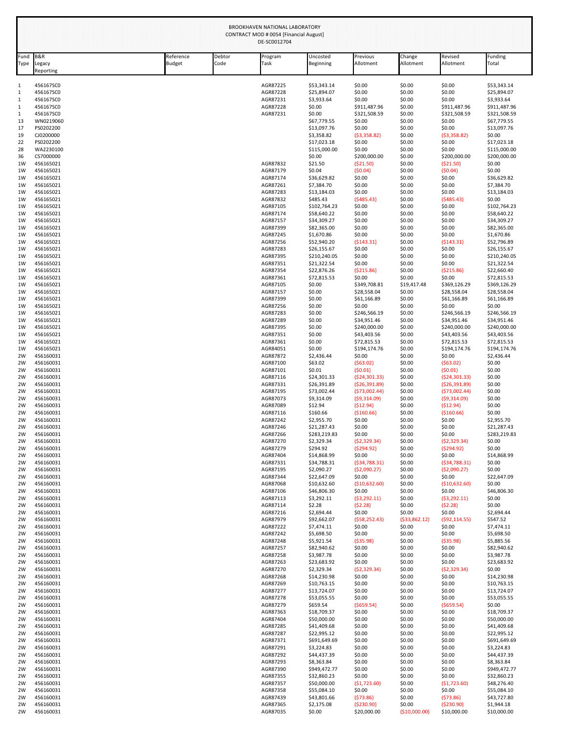BROOKHAVEN NATIONAL LABORATORY
CONTRACT MOD # 0054 [Financial August]
DE-SC0012704

| Fund Type | B&R Legacy Reporting | Reference Budget | Debtor Code | Program Task | Uncosted Beginning | Previous Allotment | Change Allotment | Revised Allotment | Funding Total |
|---|---|---|---|---|---|---|---|---|---|
| 1 | 456167SC0 | | | AGR87225 | $53,343.14 | $0.00 | $0.00 | $0.00 | $53,343.14 |
| 1 | 456167SC0 | | | AGR87228 | $25,894.07 | $0.00 | $0.00 | $0.00 | $25,894.07 |
| 1 | 456167SC0 | | | AGR87231 | $3,933.64 | $0.00 | $0.00 | $0.00 | $3,933.64 |
| 1 | 456167SC0 | | | AGR87228 | $0.00 | $911,487.96 | $0.00 | $911,487.96 | $911,487.96 |
| 1 | 456167SC0 | | | AGR87231 | $0.00 | $321,508.59 | $0.00 | $321,508.59 | $321,508.59 |
| 13 | WN0219060 | | | | $67,779.55 | $0.00 | $0.00 | $0.00 | $67,779.55 |
| 17 | PS0202200 | | | | $13,097.76 | $0.00 | $0.00 | $0.00 | $13,097.76 |
| 19 | CJ0200000 | | | | $3,358.82 | ($3,358.82) | $0.00 | ($3,358.82) | $0.00 |
| 22 | PS0202200 | | | | $17,023.18 | $0.00 | $0.00 | $0.00 | $17,023.18 |
| 28 | WA2230100 | | | | $115,000.00 | $0.00 | $0.00 | $0.00 | $115,000.00 |
| 36 | CS7000000 | | | | $0.00 | $200,000.00 | $0.00 | $200,000.00 | $200,000.00 |
| 1W | 456165021 | | | AGR87832 | $21.50 | ($21.50) | $0.00 | ($21.50) | $0.00 |
| 1W | 456165021 | | | AGR87179 | $0.04 | ($0.04) | $0.00 | ($0.04) | $0.00 |
| 1W | 456165021 | | | AGR87174 | $36,629.82 | $0.00 | $0.00 | $0.00 | $36,629.82 |
| 1W | 456165021 | | | AGR87261 | $7,384.70 | $0.00 | $0.00 | $0.00 | $7,384.70 |
| 1W | 456165021 | | | AGR87283 | $13,184.03 | $0.00 | $0.00 | $0.00 | $13,184.03 |
| 1W | 456165021 | | | AGR87832 | $485.43 | ($485.43) | $0.00 | ($485.43) | $0.00 |
| 1W | 456165021 | | | AGR87105 | $102,764.23 | $0.00 | $0.00 | $0.00 | $102,764.23 |
| 1W | 456165021 | | | AGR87174 | $58,640.22 | $0.00 | $0.00 | $0.00 | $58,640.22 |
| 1W | 456165021 | | | AGR87157 | $34,309.27 | $0.00 | $0.00 | $0.00 | $34,309.27 |
| 1W | 456165021 | | | AGR87399 | $82,365.00 | $0.00 | $0.00 | $0.00 | $82,365.00 |
| 1W | 456165021 | | | AGR87245 | $1,670.86 | $0.00 | $0.00 | $0.00 | $1,670.86 |
| 1W | 456165021 | | | AGR87256 | $52,940.20 | ($143.31) | $0.00 | ($143.31) | $52,796.89 |
| 1W | 456165021 | | | AGR87283 | $26,155.67 | $0.00 | $0.00 | $0.00 | $26,155.67 |
| 1W | 456165021 | | | AGR87395 | $210,240.05 | $0.00 | $0.00 | $0.00 | $210,240.05 |
| 1W | 456165021 | | | AGR87351 | $21,322.54 | $0.00 | $0.00 | $0.00 | $21,322.54 |
| 1W | 456165021 | | | AGR87354 | $22,876.26 | ($215.86) | $0.00 | ($215.86) | $22,660.40 |
| 1W | 456165021 | | | AGR87361 | $72,815.53 | $0.00 | $0.00 | $0.00 | $72,815.53 |
| 1W | 456165021 | | | AGR87105 | $0.00 | $349,708.81 | $19,417.48 | $369,126.29 | $369,126.29 |
| 1W | 456165021 | | | AGR87157 | $0.00 | $28,558.04 | $0.00 | $28,558.04 | $28,558.04 |
| 1W | 456165021 | | | AGR87399 | $0.00 | $61,166.89 | $0.00 | $61,166.89 | $61,166.89 |
| 1W | 456165021 | | | AGR87256 | $0.00 | $0.00 | $0.00 | $0.00 | $0.00 |
| 1W | 456165021 | | | AGR87283 | $0.00 | $246,566.19 | $0.00 | $246,566.19 | $246,566.19 |
| 1W | 456165021 | | | AGR87289 | $0.00 | $34,951.46 | $0.00 | $34,951.46 | $34,951.46 |
| 1W | 456165021 | | | AGR87395 | $0.00 | $240,000.00 | $0.00 | $240,000.00 | $240,000.00 |
| 1W | 456165021 | | | AGR87351 | $0.00 | $43,403.56 | $0.00 | $43,403.56 | $43,403.56 |
| 1W | 456165021 | | | AGR87361 | $0.00 | $72,815.53 | $0.00 | $72,815.53 | $72,815.53 |
| 1W | 456165021 | | | AGR84051 | $0.00 | $194,174.76 | $0.00 | $194,174.76 | $194,174.76 |
| 2W | 456160031 | | | AGR87872 | $2,436.44 | $0.00 | $0.00 | $0.00 | $2,436.44 |
| 2W | 456160031 | | | AGR87100 | $63.02 | ($63.02) | $0.00 | ($63.02) | $0.00 |
| 2W | 456160031 | | | AGR87101 | $0.01 | ($0.01) | $0.00 | ($0.01) | $0.00 |
| 2W | 456160031 | | | AGR87116 | $24,301.33 | ($24,301.33) | $0.00 | ($24,301.33) | $0.00 |
| 2W | 456160031 | | | AGR87331 | $26,391.89 | ($26,391.89) | $0.00 | ($26,391.89) | $0.00 |
| 2W | 456160031 | | | AGR87195 | $73,002.44 | ($73,002.44) | $0.00 | ($73,002.44) | $0.00 |
| 2W | 456160031 | | | AGR87073 | $9,314.09 | ($9,314.09) | $0.00 | ($9,314.09) | $0.00 |
| 2W | 456160031 | | | AGR87089 | $12.94 | ($12.94) | $0.00 | ($12.94) | $0.00 |
| 2W | 456160031 | | | AGR87116 | $160.66 | ($160.66) | $0.00 | ($160.66) | $0.00 |
| 2W | 456160031 | | | AGR87242 | $2,955.70 | $0.00 | $0.00 | $0.00 | $2,955.70 |
| 2W | 456160031 | | | AGR87246 | $21,287.43 | $0.00 | $0.00 | $0.00 | $21,287.43 |
| 2W | 456160031 | | | AGR87266 | $283,219.83 | $0.00 | $0.00 | $0.00 | $283,219.83 |
| 2W | 456160031 | | | AGR87270 | $2,329.34 | ($2,329.34) | $0.00 | ($2,329.34) | $0.00 |
| 2W | 456160031 | | | AGR87279 | $294.92 | ($294.92) | $0.00 | ($294.92) | $0.00 |
| 2W | 456160031 | | | AGR87404 | $14,868.99 | $0.00 | $0.00 | $0.00 | $14,868.99 |
| 2W | 456160031 | | | AGR87331 | $34,788.31 | ($34,788.31) | $0.00 | ($34,788.31) | $0.00 |
| 2W | 456160031 | | | AGR87195 | $2,090.27 | ($2,090.27) | $0.00 | ($2,090.27) | $0.00 |
| 2W | 456160031 | | | AGR87344 | $22,647.09 | $0.00 | $0.00 | $0.00 | $22,647.09 |
| 2W | 456160031 | | | AGR87068 | $10,632.60 | ($10,632.60) | $0.00 | ($10,632.60) | $0.00 |
| 2W | 456160031 | | | AGR87106 | $46,806.30 | $0.00 | $0.00 | $0.00 | $46,806.30 |
| 2W | 456160031 | | | AGR87113 | $3,292.11 | ($3,292.11) | $0.00 | ($3,292.11) | $0.00 |
| 2W | 456160031 | | | AGR87114 | $2.28 | ($2.28) | $0.00 | ($2.28) | $0.00 |
| 2W | 456160031 | | | AGR87216 | $2,694.44 | $0.00 | $0.00 | $0.00 | $2,694.44 |
| 2W | 456160031 | | | AGR87979 | $92,662.07 | ($58,252.43) | ($33,862.12) | ($92,114.55) | $547.52 |
| 2W | 456160031 | | | AGR87222 | $7,474.11 | $0.00 | $0.00 | $0.00 | $7,474.11 |
| 2W | 456160031 | | | AGR87242 | $5,698.50 | $0.00 | $0.00 | $0.00 | $5,698.50 |
| 2W | 456160031 | | | AGR87248 | $5,921.54 | ($35.98) | $0.00 | ($35.98) | $5,885.56 |
| 2W | 456160031 | | | AGR87257 | $82,940.62 | $0.00 | $0.00 | $0.00 | $82,940.62 |
| 2W | 456160031 | | | AGR87258 | $3,987.78 | $0.00 | $0.00 | $0.00 | $3,987.78 |
| 2W | 456160031 | | | AGR87263 | $23,683.92 | $0.00 | $0.00 | $0.00 | $23,683.92 |
| 2W | 456160031 | | | AGR87270 | $2,329.34 | ($2,329.34) | $0.00 | ($2,329.34) | $0.00 |
| 2W | 456160031 | | | AGR87268 | $14,230.98 | $0.00 | $0.00 | $0.00 | $14,230.98 |
| 2W | 456160031 | | | AGR87269 | $10,763.15 | $0.00 | $0.00 | $0.00 | $10,763.15 |
| 2W | 456160031 | | | AGR87277 | $13,724.07 | $0.00 | $0.00 | $0.00 | $13,724.07 |
| 2W | 456160031 | | | AGR87278 | $53,055.55 | $0.00 | $0.00 | $0.00 | $53,055.55 |
| 2W | 456160031 | | | AGR87279 | $659.54 | ($659.54) | $0.00 | ($659.54) | $0.00 |
| 2W | 456160031 | | | AGR87363 | $18,709.37 | $0.00 | $0.00 | $0.00 | $18,709.37 |
| 2W | 456160031 | | | AGR87404 | $50,000.00 | $0.00 | $0.00 | $0.00 | $50,000.00 |
| 2W | 456160031 | | | AGR87285 | $41,409.68 | $0.00 | $0.00 | $0.00 | $41,409.68 |
| 2W | 456160031 | | | AGR87287 | $22,995.12 | $0.00 | $0.00 | $0.00 | $22,995.12 |
| 2W | 456160031 | | | AGR87371 | $691,649.69 | $0.00 | $0.00 | $0.00 | $691,649.69 |
| 2W | 456160031 | | | AGR87291 | $3,224.83 | $0.00 | $0.00 | $0.00 | $3,224.83 |
| 2W | 456160031 | | | AGR87292 | $44,437.39 | $0.00 | $0.00 | $0.00 | $44,437.39 |
| 2W | 456160031 | | | AGR87293 | $8,363.84 | $0.00 | $0.00 | $0.00 | $8,363.84 |
| 2W | 456160031 | | | AGR87390 | $949,472.77 | $0.00 | $0.00 | $0.00 | $949,472.77 |
| 2W | 456160031 | | | AGR87355 | $32,860.23 | $0.00 | $0.00 | $0.00 | $32,860.23 |
| 2W | 456160031 | | | AGR87357 | $50,000.00 | ($1,723.60) | $0.00 | ($1,723.60) | $48,276.40 |
| 2W | 456160031 | | | AGR87358 | $55,084.10 | $0.00 | $0.00 | $0.00 | $55,084.10 |
| 2W | 456160031 | | | AGR87439 | $43,801.66 | ($73.86) | $0.00 | ($73.86) | $43,727.80 |
| 2W | 456160031 | | | AGR87365 | $2,175.08 | ($230.90) | $0.00 | ($230.90) | $1,944.18 |
| 2W | 456160031 | | | AGR87035 | $0.00 | $20,000.00 | ($10,000.00) | $10,000.00 | $10,000.00 |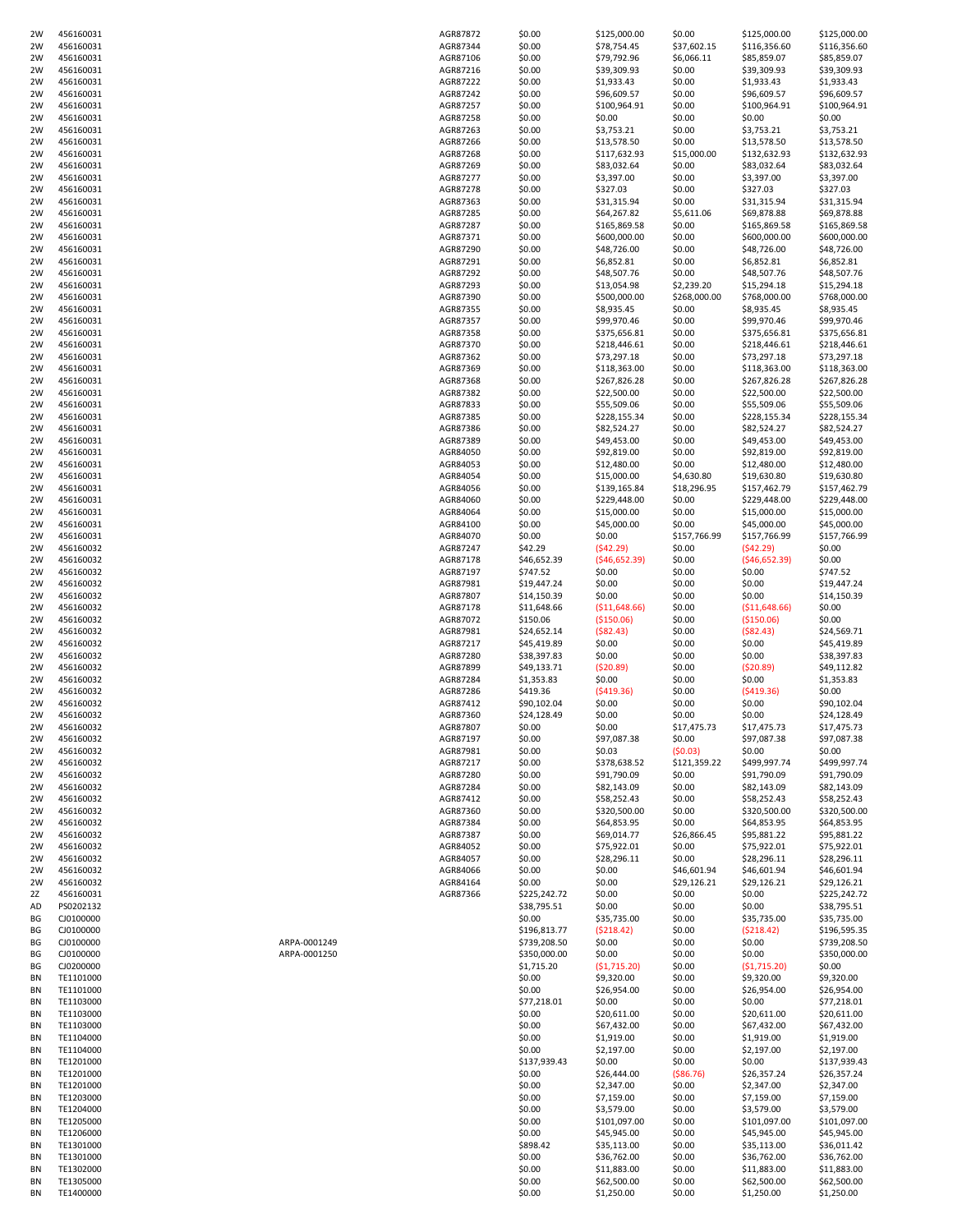| | | | | | | | | |
|---|---|---|---|---|---|---|---|---|
| 2W | 456160031 | | AGR87872 | $0.00 | $125,000.00 | $0.00 | $125,000.00 | $125,000.00 |
| 2W | 456160031 | | AGR87344 | $0.00 | $78,754.45 | $37,602.15 | $116,356.60 | $116,356.60 |
| 2W | 456160031 | | AGR87106 | $0.00 | $79,792.96 | $6,066.11 | $85,859.07 | $85,859.07 |
| 2W | 456160031 | | AGR87216 | $0.00 | $39,309.93 | $0.00 | $39,309.93 | $39,309.93 |
| 2W | 456160031 | | AGR87222 | $0.00 | $1,933.43 | $0.00 | $1,933.43 | $1,933.43 |
| 2W | 456160031 | | AGR87242 | $0.00 | $96,609.57 | $0.00 | $96,609.57 | $96,609.57 |
| 2W | 456160031 | | AGR87257 | $0.00 | $100,964.91 | $0.00 | $100,964.91 | $100,964.91 |
| 2W | 456160031 | | AGR87258 | $0.00 | $0.00 | $0.00 | $0.00 | $0.00 |
| 2W | 456160031 | | AGR87263 | $0.00 | $3,753.21 | $0.00 | $3,753.21 | $3,753.21 |
| 2W | 456160031 | | AGR87266 | $0.00 | $13,578.50 | $0.00 | $13,578.50 | $13,578.50 |
| 2W | 456160031 | | AGR87268 | $0.00 | $117,632.93 | $15,000.00 | $132,632.93 | $132,632.93 |
| 2W | 456160031 | | AGR87269 | $0.00 | $83,032.64 | $0.00 | $83,032.64 | $83,032.64 |
| 2W | 456160031 | | AGR87277 | $0.00 | $3,397.00 | $0.00 | $3,397.00 | $3,397.00 |
| 2W | 456160031 | | AGR87278 | $0.00 | $327.03 | $0.00 | $327.03 | $327.03 |
| 2W | 456160031 | | AGR87363 | $0.00 | $31,315.94 | $0.00 | $31,315.94 | $31,315.94 |
| 2W | 456160031 | | AGR87285 | $0.00 | $64,267.82 | $5,611.06 | $69,878.88 | $69,878.88 |
| 2W | 456160031 | | AGR87287 | $0.00 | $165,869.58 | $0.00 | $165,869.58 | $165,869.58 |
| 2W | 456160031 | | AGR87371 | $0.00 | $600,000.00 | $0.00 | $600,000.00 | $600,000.00 |
| 2W | 456160031 | | AGR87290 | $0.00 | $48,726.00 | $0.00 | $48,726.00 | $48,726.00 |
| 2W | 456160031 | | AGR87291 | $0.00 | $6,852.81 | $0.00 | $6,852.81 | $6,852.81 |
| 2W | 456160031 | | AGR87292 | $0.00 | $48,507.76 | $0.00 | $48,507.76 | $48,507.76 |
| 2W | 456160031 | | AGR87293 | $0.00 | $13,054.98 | $2,239.20 | $15,294.18 | $15,294.18 |
| 2W | 456160031 | | AGR87390 | $0.00 | $500,000.00 | $268,000.00 | $768,000.00 | $768,000.00 |
| 2W | 456160031 | | AGR87355 | $0.00 | $8,935.45 | $0.00 | $8,935.45 | $8,935.45 |
| 2W | 456160031 | | AGR87357 | $0.00 | $99,970.46 | $0.00 | $99,970.46 | $99,970.46 |
| 2W | 456160031 | | AGR87358 | $0.00 | $375,656.81 | $0.00 | $375,656.81 | $375,656.81 |
| 2W | 456160031 | | AGR87370 | $0.00 | $218,446.61 | $0.00 | $218,446.61 | $218,446.61 |
| 2W | 456160031 | | AGR87362 | $0.00 | $73,297.18 | $0.00 | $73,297.18 | $73,297.18 |
| 2W | 456160031 | | AGR87369 | $0.00 | $118,363.00 | $0.00 | $118,363.00 | $118,363.00 |
| 2W | 456160031 | | AGR87368 | $0.00 | $267,826.28 | $0.00 | $267,826.28 | $267,826.28 |
| 2W | 456160031 | | AGR87382 | $0.00 | $22,500.00 | $0.00 | $22,500.00 | $22,500.00 |
| 2W | 456160031 | | AGR87833 | $0.00 | $55,509.06 | $0.00 | $55,509.06 | $55,509.06 |
| 2W | 456160031 | | AGR87385 | $0.00 | $228,155.34 | $0.00 | $228,155.34 | $228,155.34 |
| 2W | 456160031 | | AGR87386 | $0.00 | $82,524.27 | $0.00 | $82,524.27 | $82,524.27 |
| 2W | 456160031 | | AGR87389 | $0.00 | $49,453.00 | $0.00 | $49,453.00 | $49,453.00 |
| 2W | 456160031 | | AGR84050 | $0.00 | $92,819.00 | $0.00 | $92,819.00 | $92,819.00 |
| 2W | 456160031 | | AGR84053 | $0.00 | $12,480.00 | $0.00 | $12,480.00 | $12,480.00 |
| 2W | 456160031 | | AGR84054 | $0.00 | $15,000.00 | $4,630.80 | $19,630.80 | $19,630.80 |
| 2W | 456160031 | | AGR84056 | $0.00 | $139,165.84 | $18,296.95 | $157,462.79 | $157,462.79 |
| 2W | 456160031 | | AGR84060 | $0.00 | $229,448.00 | $0.00 | $229,448.00 | $229,448.00 |
| 2W | 456160031 | | AGR84064 | $0.00 | $15,000.00 | $0.00 | $15,000.00 | $15,000.00 |
| 2W | 456160031 | | AGR84100 | $0.00 | $45,000.00 | $0.00 | $45,000.00 | $45,000.00 |
| 2W | 456160031 | | AGR84070 | $0.00 | $0.00 | $157,766.99 | $157,766.99 | $157,766.99 |
| 2W | 456160032 | | AGR87247 | $42.29 | ($42.29) | $0.00 | ($42.29) | $0.00 |
| 2W | 456160032 | | AGR87178 | $46,652.39 | ($46,652.39) | $0.00 | ($46,652.39) | $0.00 |
| 2W | 456160032 | | AGR87197 | $747.52 | $0.00 | $0.00 | $0.00 | $747.52 |
| 2W | 456160032 | | AGR87981 | $19,447.24 | $0.00 | $0.00 | $0.00 | $19,447.24 |
| 2W | 456160032 | | AGR87807 | $14,150.39 | $0.00 | $0.00 | $0.00 | $14,150.39 |
| 2W | 456160032 | | AGR87178 | $11,648.66 | ($11,648.66) | $0.00 | ($11,648.66) | $0.00 |
| 2W | 456160032 | | AGR87072 | $150.06 | ($150.06) | $0.00 | ($150.06) | $0.00 |
| 2W | 456160032 | | AGR87981 | $24,652.14 | ($82.43) | $0.00 | ($82.43) | $24,569.71 |
| 2W | 456160032 | | AGR87217 | $45,419.89 | $0.00 | $0.00 | $0.00 | $45,419.89 |
| 2W | 456160032 | | AGR87280 | $38,397.83 | $0.00 | $0.00 | $0.00 | $38,397.83 |
| 2W | 456160032 | | AGR87899 | $49,133.71 | ($20.89) | $0.00 | ($20.89) | $49,112.82 |
| 2W | 456160032 | | AGR87284 | $1,353.83 | $0.00 | $0.00 | $0.00 | $1,353.83 |
| 2W | 456160032 | | AGR87286 | $419.36 | ($419.36) | $0.00 | ($419.36) | $0.00 |
| 2W | 456160032 | | AGR87412 | $90,102.04 | $0.00 | $0.00 | $0.00 | $90,102.04 |
| 2W | 456160032 | | AGR87360 | $24,128.49 | $0.00 | $0.00 | $0.00 | $24,128.49 |
| 2W | 456160032 | | AGR87807 | $0.00 | $0.00 | $17,475.73 | $17,475.73 | $17,475.73 |
| 2W | 456160032 | | AGR87197 | $0.00 | $97,087.38 | $0.00 | $97,087.38 | $97,087.38 |
| 2W | 456160032 | | AGR87981 | $0.00 | $0.03 | ($0.03) | $0.00 | $0.00 |
| 2W | 456160032 | | AGR87217 | $0.00 | $378,638.52 | $121,359.22 | $499,997.74 | $499,997.74 |
| 2W | 456160032 | | AGR87280 | $0.00 | $91,790.09 | $0.00 | $91,790.09 | $91,790.09 |
| 2W | 456160032 | | AGR87284 | $0.00 | $82,143.09 | $0.00 | $82,143.09 | $82,143.09 |
| 2W | 456160032 | | AGR87412 | $0.00 | $58,252.43 | $0.00 | $58,252.43 | $58,252.43 |
| 2W | 456160032 | | AGR87360 | $0.00 | $320,500.00 | $0.00 | $320,500.00 | $320,500.00 |
| 2W | 456160032 | | AGR87384 | $0.00 | $64,853.95 | $0.00 | $64,853.95 | $64,853.95 |
| 2W | 456160032 | | AGR87387 | $0.00 | $69,014.77 | $26,866.45 | $95,881.22 | $95,881.22 |
| 2W | 456160032 | | AGR84052 | $0.00 | $75,922.01 | $0.00 | $75,922.01 | $75,922.01 |
| 2W | 456160032 | | AGR84057 | $0.00 | $28,296.11 | $0.00 | $28,296.11 | $28,296.11 |
| 2W | 456160032 | | AGR84066 | $0.00 | $0.00 | $46,601.94 | $46,601.94 | $46,601.94 |
| 2W | 456160032 | | AGR84164 | $0.00 | $0.00 | $29,126.21 | $29,126.21 | $29,126.21 |
| 2Z | 456160031 | | AGR87366 | $225,242.72 | $0.00 | $0.00 | $0.00 | $225,242.72 |
| AD | PS0202132 | | | $38,795.51 | $0.00 | $0.00 | $0.00 | $38,795.51 |
| BG | CJ0100000 | | | $0.00 | $35,735.00 | $0.00 | $35,735.00 | $35,735.00 |
| BG | CJ0100000 | | | $196,813.77 | ($218.42) | $0.00 | ($218.42) | $196,595.35 |
| BG | CJ0100000 | ARPA-0001249 | | $739,208.50 | $0.00 | $0.00 | $0.00 | $739,208.50 |
| BG | CJ0100000 | ARPA-0001250 | | $350,000.00 | $0.00 | $0.00 | $0.00 | $350,000.00 |
| BG | CJ0200000 | | | $1,715.20 | ($1,715.20) | $0.00 | ($1,715.20) | $0.00 |
| BN | TE1101000 | | | $0.00 | $9,320.00 | $0.00 | $9,320.00 | $9,320.00 |
| BN | TE1101000 | | | $0.00 | $26,954.00 | $0.00 | $26,954.00 | $26,954.00 |
| BN | TE1103000 | | | $77,218.01 | $0.00 | $0.00 | $0.00 | $77,218.01 |
| BN | TE1103000 | | | $0.00 | $20,611.00 | $0.00 | $20,611.00 | $20,611.00 |
| BN | TE1103000 | | | $0.00 | $67,432.00 | $0.00 | $67,432.00 | $67,432.00 |
| BN | TE1104000 | | | $0.00 | $1,919.00 | $0.00 | $1,919.00 | $1,919.00 |
| BN | TE1104000 | | | $0.00 | $2,197.00 | $0.00 | $2,197.00 | $2,197.00 |
| BN | TE1201000 | | | $137,939.43 | $0.00 | $0.00 | $0.00 | $137,939.43 |
| BN | TE1201000 | | | $0.00 | $26,444.00 | ($86.76) | $26,357.24 | $26,357.24 |
| BN | TE1201000 | | | $0.00 | $2,347.00 | $0.00 | $2,347.00 | $2,347.00 |
| BN | TE1203000 | | | $0.00 | $7,159.00 | $0.00 | $7,159.00 | $7,159.00 |
| BN | TE1204000 | | | $0.00 | $3,579.00 | $0.00 | $3,579.00 | $3,579.00 |
| BN | TE1205000 | | | $0.00 | $101,097.00 | $0.00 | $101,097.00 | $101,097.00 |
| BN | TE1206000 | | | $0.00 | $45,945.00 | $0.00 | $45,945.00 | $45,945.00 |
| BN | TE1301000 | | | $898.42 | $35,113.00 | $0.00 | $35,113.00 | $36,011.42 |
| BN | TE1301000 | | | $0.00 | $36,762.00 | $0.00 | $36,762.00 | $36,762.00 |
| BN | TE1302000 | | | $0.00 | $11,883.00 | $0.00 | $11,883.00 | $11,883.00 |
| BN | TE1305000 | | | $0.00 | $62,500.00 | $0.00 | $62,500.00 | $62,500.00 |
| BN | TE1400000 | | | $0.00 | $1,250.00 | $0.00 | $1,250.00 | $1,250.00 |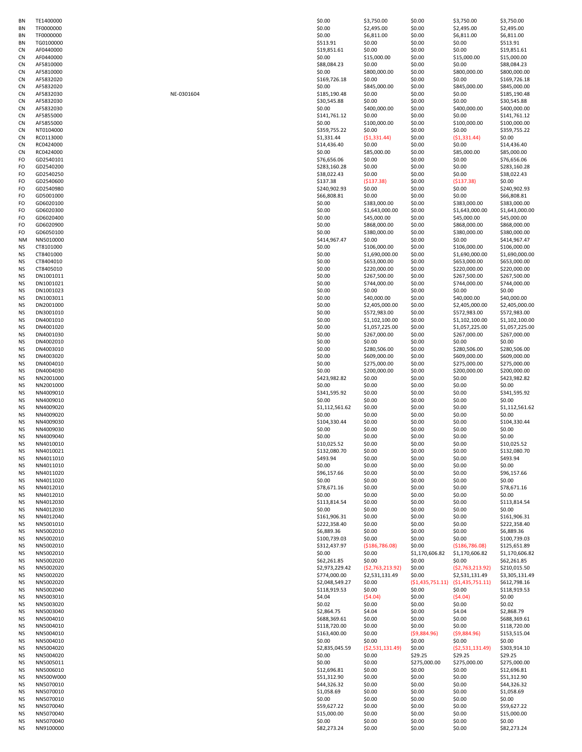| | | | | | | | |
|---|---|---|---|---|---|---|---|
| BN | TE1400000 | | $0.00 | $3,750.00 | $0.00 | $3,750.00 | $3,750.00 |
| BN | TF0000000 | | $0.00 | $2,495.00 | $0.00 | $2,495.00 | $2,495.00 |
| BN | TF0000000 | | $0.00 | $6,811.00 | $0.00 | $6,811.00 | $6,811.00 |
| BN | TG0100000 | | $513.91 | $0.00 | $0.00 | $0.00 | $513.91 |
| CN | AF0440000 | | $19,851.61 | $0.00 | $0.00 | $0.00 | $19,851.61 |
| CN | AF0440000 | | $0.00 | $15,000.00 | $0.00 | $15,000.00 | $15,000.00 |
| CN | AF5810000 | | $88,084.23 | $0.00 | $0.00 | $0.00 | $88,084.23 |
| CN | AF5810000 | | $0.00 | $800,000.00 | $0.00 | $800,000.00 | $800,000.00 |
| CN | AF5832020 | | $169,726.18 | $0.00 | $0.00 | $0.00 | $169,726.18 |
| CN | AF5832020 | | $0.00 | $845,000.00 | $0.00 | $845,000.00 | $845,000.00 |
| CN | AF5832030 | NE-0301604 | $185,190.48 | $0.00 | $0.00 | $0.00 | $185,190.48 |
| CN | AF5832030 | | $30,545.88 | $0.00 | $0.00 | $0.00 | $30,545.88 |
| CN | AF5832030 | | $0.00 | $400,000.00 | $0.00 | $400,000.00 | $400,000.00 |
| CN | AF5855000 | | $141,761.12 | $0.00 | $0.00 | $0.00 | $141,761.12 |
| CN | AF5855000 | | $0.00 | $100,000.00 | $0.00 | $100,000.00 | $100,000.00 |
| CN | NT0104000 | | $359,755.22 | $0.00 | $0.00 | $0.00 | $359,755.22 |
| CN | RC0113000 | | $1,331.44 | ($1,331.44) | $0.00 | ($1,331.44) | $0.00 |
| CN | RC0424000 | | $14,436.40 | $0.00 | $0.00 | $0.00 | $14,436.40 |
| CN | RC0424000 | | $0.00 | $85,000.00 | $0.00 | $85,000.00 | $85,000.00 |
| FO | GD2540101 | | $76,656.06 | $0.00 | $0.00 | $0.00 | $76,656.06 |
| FO | GD2540200 | | $283,160.28 | $0.00 | $0.00 | $0.00 | $283,160.28 |
| FO | GD2540250 | | $38,022.43 | $0.00 | $0.00 | $0.00 | $38,022.43 |
| FO | GD2540600 | | $137.38 | ($137.38) | $0.00 | ($137.38) | $0.00 |
| FO | GD2540980 | | $240,902.93 | $0.00 | $0.00 | $0.00 | $240,902.93 |
| FO | GD5001000 | | $66,808.81 | $0.00 | $0.00 | $0.00 | $66,808.81 |
| FO | GD6020100 | | $0.00 | $383,000.00 | $0.00 | $383,000.00 | $383,000.00 |
| FO | GD6020300 | | $0.00 | $1,643,000.00 | $0.00 | $1,643,000.00 | $1,643,000.00 |
| FO | GD6020400 | | $0.00 | $45,000.00 | $0.00 | $45,000.00 | $45,000.00 |
| FO | GD6020900 | | $0.00 | $868,000.00 | $0.00 | $868,000.00 | $868,000.00 |
| FO | GD6050100 | | $0.00 | $380,000.00 | $0.00 | $380,000.00 | $380,000.00 |
| NM | NN5010000 | | $414,967.47 | $0.00 | $0.00 | $0.00 | $414,967.47 |
| NS | CT8101000 | | $0.00 | $106,000.00 | $0.00 | $106,000.00 | $106,000.00 |
| NS | CT8401000 | | $0.00 | $1,690,000.00 | $0.00 | $1,690,000.00 | $1,690,000.00 |
| NS | CT8404010 | | $0.00 | $653,000.00 | $0.00 | $653,000.00 | $653,000.00 |
| NS | CT8405010 | | $0.00 | $220,000.00 | $0.00 | $220,000.00 | $220,000.00 |
| NS | DN1001011 | | $0.00 | $267,500.00 | $0.00 | $267,500.00 | $267,500.00 |
| NS | DN1001021 | | $0.00 | $744,000.00 | $0.00 | $744,000.00 | $744,000.00 |
| NS | DN1001023 | | $0.00 | $0.00 | $0.00 | $0.00 | $0.00 |
| NS | DN1003011 | | $0.00 | $40,000.00 | $0.00 | $40,000.00 | $40,000.00 |
| NS | DN2001000 | | $0.00 | $2,405,000.00 | $0.00 | $2,405,000.00 | $2,405,000.00 |
| NS | DN3001010 | | $0.00 | $572,983.00 | $0.00 | $572,983.00 | $572,983.00 |
| NS | DN4001010 | | $0.00 | $1,102,100.00 | $0.00 | $1,102,100.00 | $1,102,100.00 |
| NS | DN4001020 | | $0.00 | $1,057,225.00 | $0.00 | $1,057,225.00 | $1,057,225.00 |
| NS | DN4001030 | | $0.00 | $267,000.00 | $0.00 | $267,000.00 | $267,000.00 |
| NS | DN4002010 | | $0.00 | $0.00 | $0.00 | $0.00 | $0.00 |
| NS | DN4003010 | | $0.00 | $280,506.00 | $0.00 | $280,506.00 | $280,506.00 |
| NS | DN4003020 | | $0.00 | $609,000.00 | $0.00 | $609,000.00 | $609,000.00 |
| NS | DN4004010 | | $0.00 | $275,000.00 | $0.00 | $275,000.00 | $275,000.00 |
| NS | DN4004030 | | $0.00 | $200,000.00 | $0.00 | $200,000.00 | $200,000.00 |
| NS | NN2001000 | | $423,982.82 | $0.00 | $0.00 | $0.00 | $423,982.82 |
| NS | NN2001000 | | $0.00 | $0.00 | $0.00 | $0.00 | $0.00 |
| NS | NN4009010 | | $341,595.92 | $0.00 | $0.00 | $0.00 | $341,595.92 |
| NS | NN4009010 | | $0.00 | $0.00 | $0.00 | $0.00 | $0.00 |
| NS | NN4009020 | | $1,112,561.62 | $0.00 | $0.00 | $0.00 | $1,112,561.62 |
| NS | NN4009020 | | $0.00 | $0.00 | $0.00 | $0.00 | $0.00 |
| NS | NN4009030 | | $104,330.44 | $0.00 | $0.00 | $0.00 | $104,330.44 |
| NS | NN4009030 | | $0.00 | $0.00 | $0.00 | $0.00 | $0.00 |
| NS | NN4009040 | | $0.00 | $0.00 | $0.00 | $0.00 | $0.00 |
| NS | NN4010010 | | $10,025.52 | $0.00 | $0.00 | $0.00 | $10,025.52 |
| NS | NN4010021 | | $132,080.70 | $0.00 | $0.00 | $0.00 | $132,080.70 |
| NS | NN4011010 | | $493.94 | $0.00 | $0.00 | $0.00 | $493.94 |
| NS | NN4011010 | | $0.00 | $0.00 | $0.00 | $0.00 | $0.00 |
| NS | NN4011020 | | $96,157.66 | $0.00 | $0.00 | $0.00 | $96,157.66 |
| NS | NN4011020 | | $0.00 | $0.00 | $0.00 | $0.00 | $0.00 |
| NS | NN4012010 | | $78,671.16 | $0.00 | $0.00 | $0.00 | $78,671.16 |
| NS | NN4012010 | | $0.00 | $0.00 | $0.00 | $0.00 | $0.00 |
| NS | NN4012030 | | $113,814.54 | $0.00 | $0.00 | $0.00 | $113,814.54 |
| NS | NN4012030 | | $0.00 | $0.00 | $0.00 | $0.00 | $0.00 |
| NS | NN4012040 | | $161,906.31 | $0.00 | $0.00 | $0.00 | $161,906.31 |
| NS | NN5001010 | | $222,358.40 | $0.00 | $0.00 | $0.00 | $222,358.40 |
| NS | NN5002010 | | $6,889.36 | $0.00 | $0.00 | $0.00 | $6,889.36 |
| NS | NN5002010 | | $100,739.03 | $0.00 | $0.00 | $0.00 | $100,739.03 |
| NS | NN5002010 | | $312,437.97 | ($186,786.08) | $0.00 | ($186,786.08) | $125,651.89 |
| NS | NN5002010 | | $0.00 | $0.00 | $1,170,606.82 | $1,170,606.82 | $1,170,606.82 |
| NS | NN5002020 | | $62,261.85 | $0.00 | $0.00 | $0.00 | $62,261.85 |
| NS | NN5002020 | | $2,973,229.42 | ($2,763,213.92) | $0.00 | ($2,763,213.92) | $210,015.50 |
| NS | NN5002020 | | $774,000.00 | $2,531,131.49 | $0.00 | $2,531,131.49 | $3,305,131.49 |
| NS | NN5002020 | | $2,048,549.27 | $0.00 | ($1,435,751.11) | ($1,435,751.11) | $612,798.16 |
| NS | NN5002040 | | $118,919.53 | $0.00 | $0.00 | $0.00 | $118,919.53 |
| NS | NN5003010 | | $4.04 | ($4.04) | $0.00 | ($4.04) | $0.00 |
| NS | NN5003020 | | $0.02 | $0.00 | $0.00 | $0.00 | $0.02 |
| NS | NN5003040 | | $2,864.75 | $4.04 | $0.00 | $4.04 | $2,868.79 |
| NS | NN5004010 | | $688,369.61 | $0.00 | $0.00 | $0.00 | $688,369.61 |
| NS | NN5004010 | | $118,720.00 | $0.00 | $0.00 | $0.00 | $118,720.00 |
| NS | NN5004010 | | $163,400.00 | $0.00 | ($9,884.96) | ($9,884.96) | $153,515.04 |
| NS | NN5004010 | | $0.00 | $0.00 | $0.00 | $0.00 | $0.00 |
| NS | NN5004020 | | $2,835,045.59 | ($2,531,131.49) | $0.00 | ($2,531,131.49) | $303,914.10 |
| NS | NN5004020 | | $0.00 | $0.00 | $29.25 | $29.25 | $29.25 |
| NS | NN5005011 | | $0.00 | $0.00 | $275,000.00 | $275,000.00 | $275,000.00 |
| NS | NN5006010 | | $12,696.81 | $0.00 | $0.00 | $0.00 | $12,696.81 |
| NS | NN500W000 | | $51,312.90 | $0.00 | $0.00 | $0.00 | $51,312.90 |
| NS | NN5070010 | | $44,326.32 | $0.00 | $0.00 | $0.00 | $44,326.32 |
| NS | NN5070010 | | $1,058.69 | $0.00 | $0.00 | $0.00 | $1,058.69 |
| NS | NN5070010 | | $0.00 | $0.00 | $0.00 | $0.00 | $0.00 |
| NS | NN5070040 | | $59,627.22 | $0.00 | $0.00 | $0.00 | $59,627.22 |
| NS | NN5070040 | | $15,000.00 | $0.00 | $0.00 | $0.00 | $15,000.00 |
| NS | NN5070040 | | $0.00 | $0.00 | $0.00 | $0.00 | $0.00 |
| NS | NN9100000 | | $82,273.24 | $0.00 | $0.00 | $0.00 | $82,273.24 |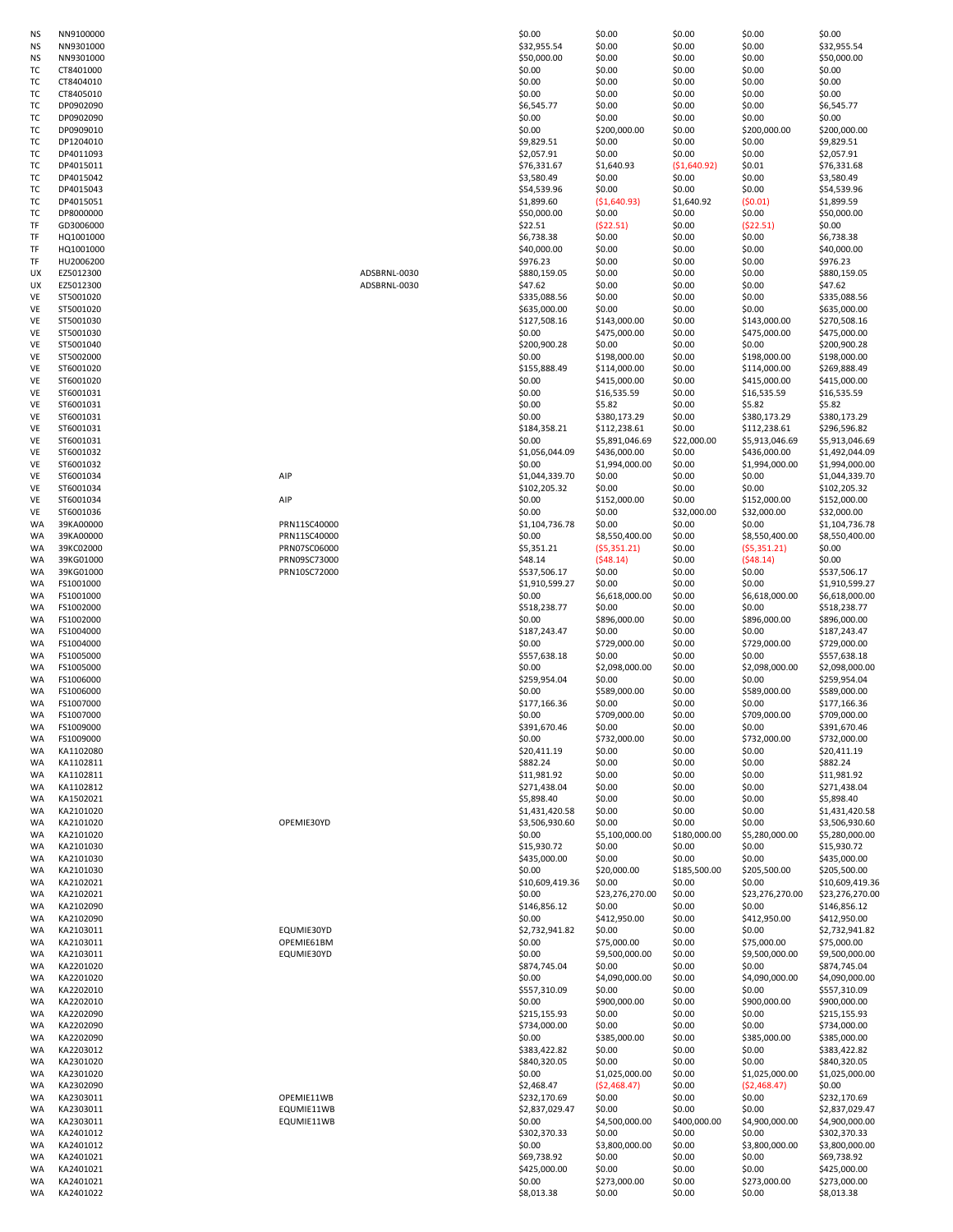| | | | | | | | | |
|---|---|---|---|---|---|---|---|---|
| NS | NN9100000 | | | $0.00 | $0.00 | $0.00 | $0.00 | $0.00 |
| NS | NN9301000 | | | $32,955.54 | $0.00 | $0.00 | $0.00 | $32,955.54 |
| NS | NN9301000 | | | $50,000.00 | $0.00 | $0.00 | $0.00 | $50,000.00 |
| TC | CT8401000 | | | $0.00 | $0.00 | $0.00 | $0.00 | $0.00 |
| TC | CT8404010 | | | $0.00 | $0.00 | $0.00 | $0.00 | $0.00 |
| TC | CT8405010 | | | $0.00 | $0.00 | $0.00 | $0.00 | $0.00 |
| TC | DP0902090 | | | $6,545.77 | $0.00 | $0.00 | $0.00 | $6,545.77 |
| TC | DP0902090 | | | $0.00 | $0.00 | $0.00 | $0.00 | $0.00 |
| TC | DP0909010 | | | $0.00 | $200,000.00 | $0.00 | $200,000.00 | $200,000.00 |
| TC | DP1204010 | | | $9,829.51 | $0.00 | $0.00 | $0.00 | $9,829.51 |
| TC | DP4011093 | | | $2,057.91 | $0.00 | $0.00 | $0.00 | $2,057.91 |
| TC | DP4015011 | | | $76,331.67 | $1,640.93 | ($1,640.92) | $0.01 | $76,331.68 |
| TC | DP4015042 | | | $3,580.49 | $0.00 | $0.00 | $0.00 | $3,580.49 |
| TC | DP4015043 | | | $54,539.96 | $0.00 | $0.00 | $0.00 | $54,539.96 |
| TC | DP4015051 | | | $1,899.60 | ($1,640.93) | $1,640.92 | ($0.01) | $1,899.59 |
| TC | DP8000000 | | | $50,000.00 | $0.00 | $0.00 | $0.00 | $50,000.00 |
| TF | GD3006000 | | | $22.51 | ($22.51) | $0.00 | ($22.51) | $0.00 |
| TF | HQ1001000 | | | $6,738.38 | $0.00 | $0.00 | $0.00 | $6,738.38 |
| TF | HQ1001000 | | | $40,000.00 | $0.00 | $0.00 | $0.00 | $40,000.00 |
| TF | HU2006200 | | | $976.23 | $0.00 | $0.00 | $0.00 | $976.23 |
| UX | EZ5012300 | | ADSBRNL-0030 | $880,159.05 | $0.00 | $0.00 | $0.00 | $880,159.05 |
| UX | EZ5012300 | | ADSBRNL-0030 | $47.62 | $0.00 | $0.00 | $0.00 | $47.62 |
| VE | ST5001020 | | | $335,088.56 | $0.00 | $0.00 | $0.00 | $335,088.56 |
| VE | ST5001020 | | | $635,000.00 | $0.00 | $0.00 | $0.00 | $635,000.00 |
| VE | ST5001030 | | | $127,508.16 | $143,000.00 | $0.00 | $143,000.00 | $270,508.16 |
| VE | ST5001030 | | | $0.00 | $475,000.00 | $0.00 | $475,000.00 | $475,000.00 |
| VE | ST5001040 | | | $200,900.28 | $0.00 | $0.00 | $0.00 | $200,900.28 |
| VE | ST5002000 | | | $0.00 | $198,000.00 | $0.00 | $198,000.00 | $198,000.00 |
| VE | ST6001020 | | | $155,888.49 | $114,000.00 | $0.00 | $114,000.00 | $269,888.49 |
| VE | ST6001020 | | | $0.00 | $415,000.00 | $0.00 | $415,000.00 | $415,000.00 |
| VE | ST6001031 | | | $0.00 | $16,535.59 | $0.00 | $16,535.59 | $16,535.59 |
| VE | ST6001031 | | | $0.00 | $5.82 | $0.00 | $5.82 | $5.82 |
| VE | ST6001031 | | | $0.00 | $380,173.29 | $0.00 | $380,173.29 | $380,173.29 |
| VE | ST6001031 | | | $184,358.21 | $112,238.61 | $0.00 | $112,238.61 | $296,596.82 |
| VE | ST6001031 | | | $0.00 | $5,891,046.69 | $22,000.00 | $5,913,046.69 | $5,913,046.69 |
| VE | ST6001032 | | | $1,056,044.09 | $436,000.00 | $0.00 | $436,000.00 | $1,492,044.09 |
| VE | ST6001032 | | | $0.00 | $1,994,000.00 | $0.00 | $1,994,000.00 | $1,994,000.00 |
| VE | ST6001034 | AIP | | $1,044,339.70 | $0.00 | $0.00 | $0.00 | $1,044,339.70 |
| VE | ST6001034 | | | $102,205.32 | $0.00 | $0.00 | $0.00 | $102,205.32 |
| VE | ST6001034 | AIP | | $0.00 | $152,000.00 | $0.00 | $152,000.00 | $152,000.00 |
| VE | ST6001036 | | | $0.00 | $0.00 | $32,000.00 | $32,000.00 | $32,000.00 |
| WA | 39KA00000 | PRN11SC40000 | | $1,104,736.78 | $0.00 | $0.00 | $0.00 | $1,104,736.78 |
| WA | 39KA00000 | PRN11SC40000 | | $0.00 | $8,550,400.00 | $0.00 | $8,550,400.00 | $8,550,400.00 |
| WA | 39KC02000 | PRN07SC06000 | | $5,351.21 | ($5,351.21) | $0.00 | ($5,351.21) | $0.00 |
| WA | 39KG01000 | PRN09SC73000 | | $48.14 | ($48.14) | $0.00 | ($48.14) | $0.00 |
| WA | 39KG01000 | PRN10SC72000 | | $537,506.17 | $0.00 | $0.00 | $0.00 | $537,506.17 |
| WA | FS1001000 | | | $1,910,599.27 | $0.00 | $0.00 | $0.00 | $1,910,599.27 |
| WA | FS1001000 | | | $0.00 | $6,618,000.00 | $0.00 | $6,618,000.00 | $6,618,000.00 |
| WA | FS1002000 | | | $518,238.77 | $0.00 | $0.00 | $0.00 | $518,238.77 |
| WA | FS1002000 | | | $0.00 | $896,000.00 | $0.00 | $896,000.00 | $896,000.00 |
| WA | FS1004000 | | | $187,243.47 | $0.00 | $0.00 | $0.00 | $187,243.47 |
| WA | FS1004000 | | | $0.00 | $729,000.00 | $0.00 | $729,000.00 | $729,000.00 |
| WA | FS1005000 | | | $557,638.18 | $0.00 | $0.00 | $0.00 | $557,638.18 |
| WA | FS1005000 | | | $0.00 | $2,098,000.00 | $0.00 | $2,098,000.00 | $2,098,000.00 |
| WA | FS1006000 | | | $259,954.04 | $0.00 | $0.00 | $0.00 | $259,954.04 |
| WA | FS1006000 | | | $0.00 | $589,000.00 | $0.00 | $589,000.00 | $589,000.00 |
| WA | FS1007000 | | | $177,166.36 | $0.00 | $0.00 | $0.00 | $177,166.36 |
| WA | FS1007000 | | | $0.00 | $709,000.00 | $0.00 | $709,000.00 | $709,000.00 |
| WA | FS1009000 | | | $391,670.46 | $0.00 | $0.00 | $0.00 | $391,670.46 |
| WA | FS1009000 | | | $0.00 | $732,000.00 | $0.00 | $732,000.00 | $732,000.00 |
| WA | KA1102080 | | | $20,411.19 | $0.00 | $0.00 | $0.00 | $20,411.19 |
| WA | KA1102811 | | | $882.24 | $0.00 | $0.00 | $0.00 | $882.24 |
| WA | KA1102811 | | | $11,981.92 | $0.00 | $0.00 | $0.00 | $11,981.92 |
| WA | KA1102812 | | | $271,438.04 | $0.00 | $0.00 | $0.00 | $271,438.04 |
| WA | KA1502021 | | | $5,898.40 | $0.00 | $0.00 | $0.00 | $5,898.40 |
| WA | KA2101020 | | | $1,431,420.58 | $0.00 | $0.00 | $0.00 | $1,431,420.58 |
| WA | KA2101020 | OPEMIE30YD | | $3,506,930.60 | $0.00 | $0.00 | $0.00 | $3,506,930.60 |
| WA | KA2101020 | | | $0.00 | $5,100,000.00 | $180,000.00 | $5,280,000.00 | $5,280,000.00 |
| WA | KA2101030 | | | $15,930.72 | $0.00 | $0.00 | $0.00 | $15,930.72 |
| WA | KA2101030 | | | $435,000.00 | $0.00 | $0.00 | $0.00 | $435,000.00 |
| WA | KA2101030 | | | $0.00 | $20,000.00 | $185,500.00 | $205,500.00 | $205,500.00 |
| WA | KA2102021 | | | $10,609,419.36 | $0.00 | $0.00 | $0.00 | $10,609,419.36 |
| WA | KA2102021 | | | $0.00 | $23,276,270.00 | $0.00 | $23,276,270.00 | $23,276,270.00 |
| WA | KA2102090 | | | $146,856.12 | $0.00 | $0.00 | $0.00 | $146,856.12 |
| WA | KA2102090 | | | $0.00 | $412,950.00 | $0.00 | $412,950.00 | $412,950.00 |
| WA | KA2103011 | EQUMIE30YD | | $2,732,941.82 | $0.00 | $0.00 | $0.00 | $2,732,941.82 |
| WA | KA2103011 | OPEMIE61BM | | $0.00 | $75,000.00 | $0.00 | $75,000.00 | $75,000.00 |
| WA | KA2103011 | EQUMIE30YD | | $0.00 | $9,500,000.00 | $0.00 | $9,500,000.00 | $9,500,000.00 |
| WA | KA2201020 | | | $874,745.04 | $0.00 | $0.00 | $0.00 | $874,745.04 |
| WA | KA2201020 | | | $0.00 | $4,090,000.00 | $0.00 | $4,090,000.00 | $4,090,000.00 |
| WA | KA2202010 | | | $557,310.09 | $0.00 | $0.00 | $0.00 | $557,310.09 |
| WA | KA2202010 | | | $0.00 | $900,000.00 | $0.00 | $900,000.00 | $900,000.00 |
| WA | KA2202090 | | | $215,155.93 | $0.00 | $0.00 | $0.00 | $215,155.93 |
| WA | KA2202090 | | | $734,000.00 | $0.00 | $0.00 | $0.00 | $734,000.00 |
| WA | KA2202090 | | | $0.00 | $385,000.00 | $0.00 | $385,000.00 | $385,000.00 |
| WA | KA2203012 | | | $383,422.82 | $0.00 | $0.00 | $0.00 | $383,422.82 |
| WA | KA2301020 | | | $840,320.05 | $0.00 | $0.00 | $0.00 | $840,320.05 |
| WA | KA2301020 | | | $0.00 | $1,025,000.00 | $0.00 | $1,025,000.00 | $1,025,000.00 |
| WA | KA2302090 | | | $2,468.47 | ($2,468.47) | $0.00 | ($2,468.47) | $0.00 |
| WA | KA2303011 | OPEMIE11WB | | $232,170.69 | $0.00 | $0.00 | $0.00 | $232,170.69 |
| WA | KA2303011 | EQUMIE11WB | | $2,837,029.47 | $0.00 | $0.00 | $0.00 | $2,837,029.47 |
| WA | KA2303011 | EQUMIE11WB | | $0.00 | $4,500,000.00 | $400,000.00 | $4,900,000.00 | $4,900,000.00 |
| WA | KA2401012 | | | $302,370.33 | $0.00 | $0.00 | $0.00 | $302,370.33 |
| WA | KA2401012 | | | $0.00 | $3,800,000.00 | $0.00 | $3,800,000.00 | $3,800,000.00 |
| WA | KA2401021 | | | $69,738.92 | $0.00 | $0.00 | $0.00 | $69,738.92 |
| WA | KA2401021 | | | $425,000.00 | $0.00 | $0.00 | $0.00 | $425,000.00 |
| WA | KA2401021 | | | $0.00 | $273,000.00 | $0.00 | $273,000.00 | $273,000.00 |
| WA | KA2401022 | | | $8,013.38 | $0.00 | $0.00 | $0.00 | $8,013.38 |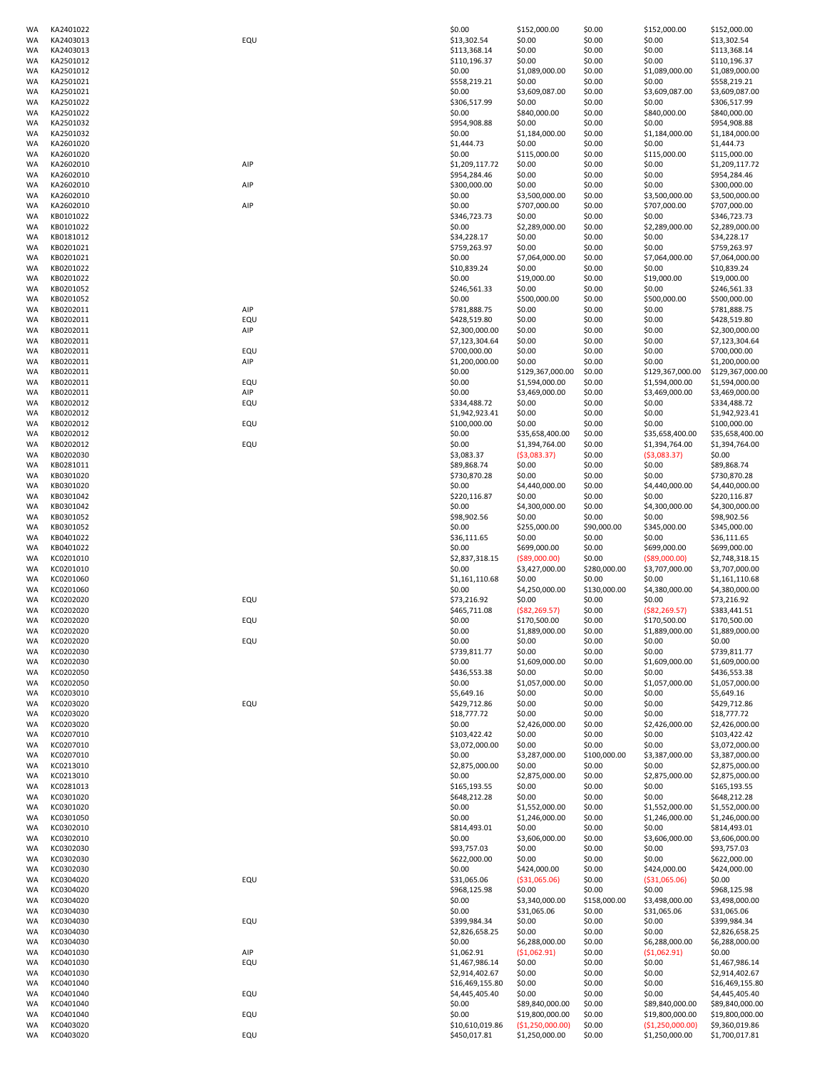| | | | | | | | |
|---|---|---|---|---|---|---|---|
| WA | KA2401022 | | $0.00 | $152,000.00 | $0.00 | $152,000.00 | $152,000.00 |
| WA | KA2403013 | EQU | $13,302.54 | $0.00 | $0.00 | $0.00 | $13,302.54 |
| WA | KA2403013 | | $113,368.14 | $0.00 | $0.00 | $0.00 | $113,368.14 |
| WA | KA2501012 | | $110,196.37 | $0.00 | $0.00 | $0.00 | $110,196.37 |
| WA | KA2501012 | | $0.00 | $1,089,000.00 | $0.00 | $1,089,000.00 | $1,089,000.00 |
| WA | KA2501021 | | $558,219.21 | $0.00 | $0.00 | $0.00 | $558,219.21 |
| WA | KA2501021 | | $0.00 | $3,609,087.00 | $0.00 | $3,609,087.00 | $3,609,087.00 |
| WA | KA2501022 | | $306,517.99 | $0.00 | $0.00 | $0.00 | $306,517.99 |
| WA | KA2501022 | | $0.00 | $840,000.00 | $0.00 | $840,000.00 | $840,000.00 |
| WA | KA2501032 | | $954,908.88 | $0.00 | $0.00 | $0.00 | $954,908.88 |
| WA | KA2501032 | | $0.00 | $1,184,000.00 | $0.00 | $1,184,000.00 | $1,184,000.00 |
| WA | KA2601020 | | $1,444.73 | $0.00 | $0.00 | $0.00 | $1,444.73 |
| WA | KA2601020 | | $0.00 | $115,000.00 | $0.00 | $115,000.00 | $115,000.00 |
| WA | KA2602010 | AIP | $1,209,117.72 | $0.00 | $0.00 | $0.00 | $1,209,117.72 |
| WA | KA2602010 | | $954,284.46 | $0.00 | $0.00 | $0.00 | $954,284.46 |
| WA | KA2602010 | AIP | $300,000.00 | $0.00 | $0.00 | $0.00 | $300,000.00 |
| WA | KA2602010 | | $0.00 | $3,500,000.00 | $0.00 | $3,500,000.00 | $3,500,000.00 |
| WA | KA2602010 | AIP | $0.00 | $707,000.00 | $0.00 | $707,000.00 | $707,000.00 |
| WA | KB0101022 | | $346,723.73 | $0.00 | $0.00 | $0.00 | $346,723.73 |
| WA | KB0101022 | | $0.00 | $2,289,000.00 | $0.00 | $2,289,000.00 | $2,289,000.00 |
| WA | KB0181012 | | $34,228.17 | $0.00 | $0.00 | $0.00 | $34,228.17 |
| WA | KB0201021 | | $759,263.97 | $0.00 | $0.00 | $0.00 | $759,263.97 |
| WA | KB0201021 | | $0.00 | $7,064,000.00 | $0.00 | $7,064,000.00 | $7,064,000.00 |
| WA | KB0201022 | | $10,839.24 | $0.00 | $0.00 | $0.00 | $10,839.24 |
| WA | KB0201022 | | $0.00 | $19,000.00 | $0.00 | $19,000.00 | $19,000.00 |
| WA | KB0201052 | | $246,561.33 | $0.00 | $0.00 | $0.00 | $246,561.33 |
| WA | KB0201052 | | $0.00 | $500,000.00 | $0.00 | $500,000.00 | $500,000.00 |
| WA | KB0202011 | AIP | $781,888.75 | $0.00 | $0.00 | $0.00 | $781,888.75 |
| WA | KB0202011 | EQU | $428,519.80 | $0.00 | $0.00 | $0.00 | $428,519.80 |
| WA | KB0202011 | AIP | $2,300,000.00 | $0.00 | $0.00 | $0.00 | $2,300,000.00 |
| WA | KB0202011 | | $7,123,304.64 | $0.00 | $0.00 | $0.00 | $7,123,304.64 |
| WA | KB0202011 | EQU | $700,000.00 | $0.00 | $0.00 | $0.00 | $700,000.00 |
| WA | KB0202011 | AIP | $1,200,000.00 | $0.00 | $0.00 | $0.00 | $1,200,000.00 |
| WA | KB0202011 | | $0.00 | $129,367,000.00 | $0.00 | $129,367,000.00 | $129,367,000.00 |
| WA | KB0202011 | EQU | $0.00 | $1,594,000.00 | $0.00 | $1,594,000.00 | $1,594,000.00 |
| WA | KB0202011 | AIP | $0.00 | $3,469,000.00 | $0.00 | $3,469,000.00 | $3,469,000.00 |
| WA | KB0202012 | EQU | $334,488.72 | $0.00 | $0.00 | $0.00 | $334,488.72 |
| WA | KB0202012 | | $1,942,923.41 | $0.00 | $0.00 | $0.00 | $1,942,923.41 |
| WA | KB0202012 | EQU | $100,000.00 | $0.00 | $0.00 | $0.00 | $100,000.00 |
| WA | KB0202012 | | $0.00 | $35,658,400.00 | $0.00 | $35,658,400.00 | $35,658,400.00 |
| WA | KB0202012 | EQU | $0.00 | $1,394,764.00 | $0.00 | $1,394,764.00 | $1,394,764.00 |
| WA | KB0202030 | | $3,083.37 | ($3,083.37) | $0.00 | ($3,083.37) | $0.00 |
| WA | KB0281011 | | $89,868.74 | $0.00 | $0.00 | $0.00 | $89,868.74 |
| WA | KB0301020 | | $730,870.28 | $0.00 | $0.00 | $0.00 | $730,870.28 |
| WA | KB0301020 | | $0.00 | $4,440,000.00 | $0.00 | $4,440,000.00 | $4,440,000.00 |
| WA | KB0301042 | | $220,116.87 | $0.00 | $0.00 | $0.00 | $220,116.87 |
| WA | KB0301042 | | $0.00 | $4,300,000.00 | $0.00 | $4,300,000.00 | $4,300,000.00 |
| WA | KB0301052 | | $98,902.56 | $0.00 | $0.00 | $0.00 | $98,902.56 |
| WA | KB0301052 | | $0.00 | $255,000.00 | $90,000.00 | $345,000.00 | $345,000.00 |
| WA | KB0401022 | | $36,111.65 | $0.00 | $0.00 | $0.00 | $36,111.65 |
| WA | KB0401022 | | $0.00 | $699,000.00 | $0.00 | $699,000.00 | $699,000.00 |
| WA | KC0201010 | | $2,837,318.15 | ($89,000.00) | $0.00 | ($89,000.00) | $2,748,318.15 |
| WA | KC0201010 | | $0.00 | $3,427,000.00 | $280,000.00 | $3,707,000.00 | $3,707,000.00 |
| WA | KC0201060 | | $1,161,110.68 | $0.00 | $0.00 | $0.00 | $1,161,110.68 |
| WA | KC0201060 | | $0.00 | $4,250,000.00 | $130,000.00 | $4,380,000.00 | $4,380,000.00 |
| WA | KC0202020 | EQU | $73,216.92 | $0.00 | $0.00 | $0.00 | $73,216.92 |
| WA | KC0202020 | | $465,711.08 | ($82,269.57) | $0.00 | ($82,269.57) | $383,441.51 |
| WA | KC0202020 | EQU | $0.00 | $170,500.00 | $0.00 | $170,500.00 | $170,500.00 |
| WA | KC0202020 | | $0.00 | $1,889,000.00 | $0.00 | $1,889,000.00 | $1,889,000.00 |
| WA | KC0202020 | EQU | $0.00 | $0.00 | $0.00 | $0.00 | $0.00 |
| WA | KC0202030 | | $739,811.77 | $0.00 | $0.00 | $0.00 | $739,811.77 |
| WA | KC0202030 | | $0.00 | $1,609,000.00 | $0.00 | $1,609,000.00 | $1,609,000.00 |
| WA | KC0202050 | | $436,553.38 | $0.00 | $0.00 | $0.00 | $436,553.38 |
| WA | KC0202050 | | $0.00 | $1,057,000.00 | $0.00 | $1,057,000.00 | $1,057,000.00 |
| WA | KC0203010 | | $5,649.16 | $0.00 | $0.00 | $0.00 | $5,649.16 |
| WA | KC0203020 | EQU | $429,712.86 | $0.00 | $0.00 | $0.00 | $429,712.86 |
| WA | KC0203020 | | $18,777.72 | $0.00 | $0.00 | $0.00 | $18,777.72 |
| WA | KC0203020 | | $0.00 | $2,426,000.00 | $0.00 | $2,426,000.00 | $2,426,000.00 |
| WA | KC0207010 | | $103,422.42 | $0.00 | $0.00 | $0.00 | $103,422.42 |
| WA | KC0207010 | | $3,072,000.00 | $0.00 | $0.00 | $0.00 | $3,072,000.00 |
| WA | KC0207010 | | $0.00 | $3,287,000.00 | $100,000.00 | $3,387,000.00 | $3,387,000.00 |
| WA | KC0213010 | | $2,875,000.00 | $0.00 | $0.00 | $0.00 | $2,875,000.00 |
| WA | KC0213010 | | $0.00 | $2,875,000.00 | $0.00 | $2,875,000.00 | $2,875,000.00 |
| WA | KC0281013 | | $165,193.55 | $0.00 | $0.00 | $0.00 | $165,193.55 |
| WA | KC0301020 | | $648,212.28 | $0.00 | $0.00 | $0.00 | $648,212.28 |
| WA | KC0301020 | | $0.00 | $1,552,000.00 | $0.00 | $1,552,000.00 | $1,552,000.00 |
| WA | KC0301050 | | $0.00 | $1,246,000.00 | $0.00 | $1,246,000.00 | $1,246,000.00 |
| WA | KC0302010 | | $814,493.01 | $0.00 | $0.00 | $0.00 | $814,493.01 |
| WA | KC0302010 | | $0.00 | $3,606,000.00 | $0.00 | $3,606,000.00 | $3,606,000.00 |
| WA | KC0302030 | | $93,757.03 | $0.00 | $0.00 | $0.00 | $93,757.03 |
| WA | KC0302030 | | $622,000.00 | $0.00 | $0.00 | $0.00 | $622,000.00 |
| WA | KC0302030 | | $0.00 | $424,000.00 | $0.00 | $424,000.00 | $424,000.00 |
| WA | KC0304020 | EQU | $31,065.06 | ($31,065.06) | $0.00 | ($31,065.06) | $0.00 |
| WA | KC0304020 | | $968,125.98 | $0.00 | $0.00 | $0.00 | $968,125.98 |
| WA | KC0304020 | | $0.00 | $3,340,000.00 | $158,000.00 | $3,498,000.00 | $3,498,000.00 |
| WA | KC0304030 | | $0.00 | $31,065.06 | $0.00 | $31,065.06 | $31,065.06 |
| WA | KC0304030 | EQU | $399,984.34 | $0.00 | $0.00 | $0.00 | $399,984.34 |
| WA | KC0304030 | | $2,826,658.25 | $0.00 | $0.00 | $0.00 | $2,826,658.25 |
| WA | KC0304030 | | $0.00 | $6,288,000.00 | $0.00 | $6,288,000.00 | $6,288,000.00 |
| WA | KC0401030 | AIP | $1,062.91 | ($1,062.91) | $0.00 | ($1,062.91) | $0.00 |
| WA | KC0401030 | EQU | $1,467,986.14 | $0.00 | $0.00 | $0.00 | $1,467,986.14 |
| WA | KC0401030 | | $2,914,402.67 | $0.00 | $0.00 | $0.00 | $2,914,402.67 |
| WA | KC0401040 | | $16,469,155.80 | $0.00 | $0.00 | $0.00 | $16,469,155.80 |
| WA | KC0401040 | EQU | $4,445,405.40 | $0.00 | $0.00 | $0.00 | $4,445,405.40 |
| WA | KC0401040 | | $0.00 | $89,840,000.00 | $0.00 | $89,840,000.00 | $89,840,000.00 |
| WA | KC0401040 | EQU | $0.00 | $19,800,000.00 | $0.00 | $19,800,000.00 | $19,800,000.00 |
| WA | KC0403020 | | $10,610,019.86 | ($1,250,000.00) | $0.00 | ($1,250,000.00) | $9,360,019.86 |
| WA | KC0403020 | EQU | $450,017.81 | $1,250,000.00 | $0.00 | $1,250,000.00 | $1,700,017.81 |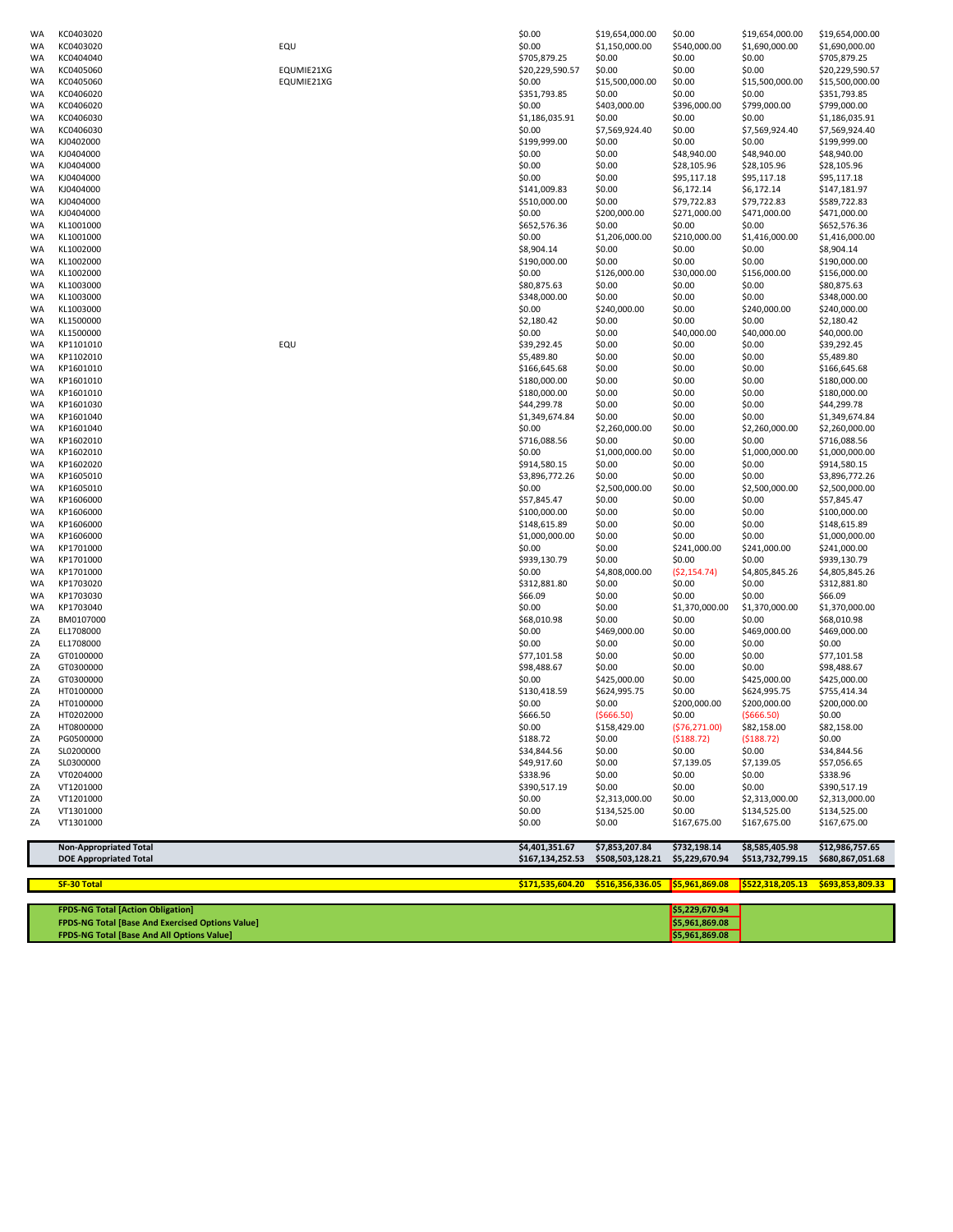| | | | | | | | |
|---|---|---|---|---|---|---|---|
| WA | KC0403020 | | $0.00 | $19,654,000.00 | $0.00 | $19,654,000.00 | $19,654,000.00 |
| WA | KC0403020 | EQU | $0.00 | $1,150,000.00 | $540,000.00 | $1,690,000.00 | $1,690,000.00 |
| WA | KC0404040 | | $705,879.25 | $0.00 | $0.00 | $0.00 | $705,879.25 |
| WA | KC0405060 | EQUMIE21XG | $20,229,590.57 | $0.00 | $0.00 | $0.00 | $20,229,590.57 |
| WA | KC0405060 | EQUMIE21XG | $0.00 | $15,500,000.00 | $0.00 | $15,500,000.00 | $15,500,000.00 |
| WA | KC0406020 | | $351,793.85 | $0.00 | $0.00 | $0.00 | $351,793.85 |
| WA | KC0406020 | | $0.00 | $403,000.00 | $396,000.00 | $799,000.00 | $799,000.00 |
| WA | KC0406030 | | $1,186,035.91 | $0.00 | $0.00 | $0.00 | $1,186,035.91 |
| WA | KC0406030 | | $0.00 | $7,569,924.40 | $0.00 | $7,569,924.40 | $7,569,924.40 |
| WA | KJ0402000 | | $199,999.00 | $0.00 | $0.00 | $0.00 | $199,999.00 |
| WA | KJ0404000 | | $0.00 | $0.00 | $48,940.00 | $48,940.00 | $48,940.00 |
| WA | KJ0404000 | | $0.00 | $0.00 | $28,105.96 | $28,105.96 | $28,105.96 |
| WA | KJ0404000 | | $0.00 | $0.00 | $95,117.18 | $95,117.18 | $95,117.18 |
| WA | KJ0404000 | | $141,009.83 | $0.00 | $6,172.14 | $6,172.14 | $147,181.97 |
| WA | KJ0404000 | | $510,000.00 | $0.00 | $79,722.83 | $79,722.83 | $589,722.83 |
| WA | KJ0404000 | | $0.00 | $200,000.00 | $271,000.00 | $471,000.00 | $471,000.00 |
| WA | KL1001000 | | $652,576.36 | $0.00 | $0.00 | $0.00 | $652,576.36 |
| WA | KL1001000 | | $0.00 | $1,206,000.00 | $210,000.00 | $1,416,000.00 | $1,416,000.00 |
| WA | KL1002000 | | $8,904.14 | $0.00 | $0.00 | $0.00 | $8,904.14 |
| WA | KL1002000 | | $190,000.00 | $0.00 | $0.00 | $0.00 | $190,000.00 |
| WA | KL1002000 | | $0.00 | $126,000.00 | $30,000.00 | $156,000.00 | $156,000.00 |
| WA | KL1003000 | | $80,875.63 | $0.00 | $0.00 | $0.00 | $80,875.63 |
| WA | KL1003000 | | $348,000.00 | $0.00 | $0.00 | $0.00 | $348,000.00 |
| WA | KL1003000 | | $0.00 | $240,000.00 | $0.00 | $240,000.00 | $240,000.00 |
| WA | KL1500000 | | $2,180.42 | $0.00 | $0.00 | $0.00 | $2,180.42 |
| WA | KL1500000 | | $0.00 | $0.00 | $40,000.00 | $40,000.00 | $40,000.00 |
| WA | KP1101010 | EQU | $39,292.45 | $0.00 | $0.00 | $0.00 | $39,292.45 |
| WA | KP1102010 | | $5,489.80 | $0.00 | $0.00 | $0.00 | $5,489.80 |
| WA | KP1601010 | | $166,645.68 | $0.00 | $0.00 | $0.00 | $166,645.68 |
| WA | KP1601010 | | $180,000.00 | $0.00 | $0.00 | $0.00 | $180,000.00 |
| WA | KP1601010 | | $180,000.00 | $0.00 | $0.00 | $0.00 | $180,000.00 |
| WA | KP1601030 | | $44,299.78 | $0.00 | $0.00 | $0.00 | $44,299.78 |
| WA | KP1601040 | | $1,349,674.84 | $0.00 | $0.00 | $0.00 | $1,349,674.84 |
| WA | KP1601040 | | $0.00 | $2,260,000.00 | $0.00 | $2,260,000.00 | $2,260,000.00 |
| WA | KP1602010 | | $716,088.56 | $0.00 | $0.00 | $0.00 | $716,088.56 |
| WA | KP1602010 | | $0.00 | $1,000,000.00 | $0.00 | $1,000,000.00 | $1,000,000.00 |
| WA | KP1602020 | | $914,580.15 | $0.00 | $0.00 | $0.00 | $914,580.15 |
| WA | KP1605010 | | $3,896,772.26 | $0.00 | $0.00 | $0.00 | $3,896,772.26 |
| WA | KP1605010 | | $0.00 | $2,500,000.00 | $0.00 | $2,500,000.00 | $2,500,000.00 |
| WA | KP1606000 | | $57,845.47 | $0.00 | $0.00 | $0.00 | $57,845.47 |
| WA | KP1606000 | | $100,000.00 | $0.00 | $0.00 | $0.00 | $100,000.00 |
| WA | KP1606000 | | $148,615.89 | $0.00 | $0.00 | $0.00 | $148,615.89 |
| WA | KP1606000 | | $1,000,000.00 | $0.00 | $0.00 | $0.00 | $1,000,000.00 |
| WA | KP1701000 | | $0.00 | $0.00 | $241,000.00 | $241,000.00 | $241,000.00 |
| WA | KP1701000 | | $939,130.79 | $0.00 | $0.00 | $0.00 | $939,130.79 |
| WA | KP1701000 | | $0.00 | $4,808,000.00 | ($2,154.74) | $4,805,845.26 | $4,805,845.26 |
| WA | KP1703020 | | $312,881.80 | $0.00 | $0.00 | $0.00 | $312,881.80 |
| WA | KP1703030 | | $66.09 | $0.00 | $0.00 | $0.00 | $66.09 |
| WA | KP1703040 | | $0.00 | $0.00 | $1,370,000.00 | $1,370,000.00 | $1,370,000.00 |
| ZA | BM0107000 | | $68,010.98 | $0.00 | $0.00 | $0.00 | $68,010.98 |
| ZA | EL1708000 | | $0.00 | $469,000.00 | $0.00 | $469,000.00 | $469,000.00 |
| ZA | EL1708000 | | $0.00 | $0.00 | $0.00 | $0.00 | $0.00 |
| ZA | GT0100000 | | $77,101.58 | $0.00 | $0.00 | $0.00 | $77,101.58 |
| ZA | GT0300000 | | $98,488.67 | $0.00 | $0.00 | $0.00 | $98,488.67 |
| ZA | GT0300000 | | $0.00 | $425,000.00 | $0.00 | $425,000.00 | $425,000.00 |
| ZA | HT0100000 | | $130,418.59 | $624,995.75 | $0.00 | $624,995.75 | $755,414.34 |
| ZA | HT0100000 | | $0.00 | $0.00 | $200,000.00 | $200,000.00 | $200,000.00 |
| ZA | HT0202000 | | $666.50 | ($666.50) | $0.00 | ($666.50) | $0.00 |
| ZA | HT0800000 | | $0.00 | $158,429.00 | ($76,271.00) | $82,158.00 | $82,158.00 |
| ZA | PG0500000 | | $188.72 | $0.00 | ($188.72) | ($188.72) | $0.00 |
| ZA | SL0200000 | | $34,844.56 | $0.00 | $0.00 | $0.00 | $34,844.56 |
| ZA | SL0300000 | | $49,917.60 | $0.00 | $7,139.05 | $7,139.05 | $57,056.65 |
| ZA | VT0204000 | | $338.96 | $0.00 | $0.00 | $0.00 | $338.96 |
| ZA | VT1201000 | | $390,517.19 | $0.00 | $0.00 | $0.00 | $390,517.19 |
| ZA | VT1201000 | | $0.00 | $2,313,000.00 | $0.00 | $2,313,000.00 | $2,313,000.00 |
| ZA | VT1301000 | | $0.00 | $134,525.00 | $0.00 | $134,525.00 | $134,525.00 |
| ZA | VT1301000 | | $0.00 | $0.00 | $167,675.00 | $167,675.00 | $167,675.00 |
| | **Non-Appropriated Total** | | **$4,401,351.67** | **$7,853,207.84** | **$732,198.14** | **$8,585,405.98** | **$12,986,757.65** |
| | **DOE Appropriated Total** | | **$167,134,252.53** | **$508,503,128.21** | **$5,229,670.94** | **$513,732,799.15** | **$680,867,051.68** |
| | **SF-30 Total** | | **$171,535,604.20** | **$516,356,336.05** | **$5,961,869.08** | **$522,318,205.13** | **$693,853,809.33** |
| | **FPDS-NG Total [Action Obligation]** | | | | **$5,229,670.94** | | |
| | **FPDS-NG Total [Base And Exercised Options Value]** | | | | **$5,961,869.08** | | |
| | **FPDS-NG Total [Base And All Options Value]** | | | | **$5,961,869.08** | | |